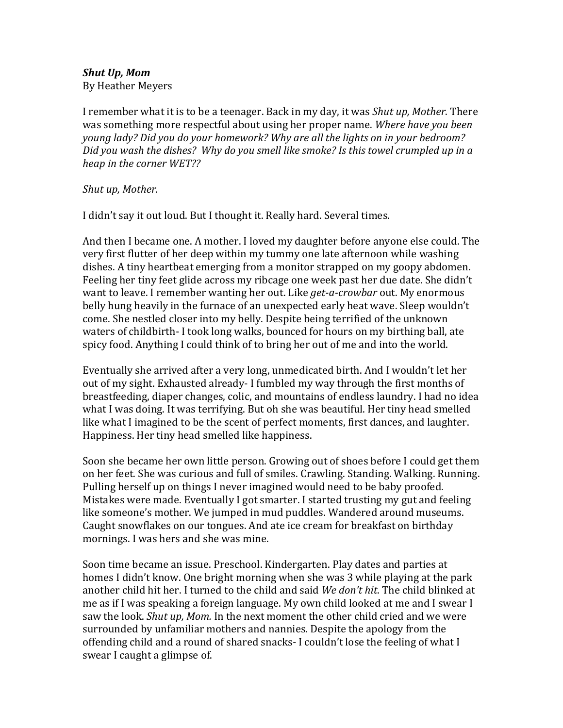***Shut Up, Mom***
By Heather Meyers

I remember what it is to be a teenager. Back in my day, it was *Shut up, Mother*. There was something more respectful about using her proper name. *Where have you been young lady? Did you do your homework? Why are all the lights on in your bedroom? Did you wash the dishes? Why do you smell like smoke? Is this towel crumpled up in a heap in the corner WET??*

*Shut up, Mother.*

I didn't say it out loud. But I thought it. Really hard. Several times.

And then I became one. A mother. I loved my daughter before anyone else could. The very first flutter of her deep within my tummy one late afternoon while washing dishes. A tiny heartbeat emerging from a monitor strapped on my goopy abdomen. Feeling her tiny feet glide across my ribcage one week past her due date. She didn't want to leave. I remember wanting her out. Like *get-a-crowbar* out. My enormous belly hung heavily in the furnace of an unexpected early heat wave. Sleep wouldn't come. She nestled closer into my belly. Despite being terrified of the unknown waters of childbirth- I took long walks, bounced for hours on my birthing ball, ate spicy food. Anything I could think of to bring her out of me and into the world.

Eventually she arrived after a very long, unmedicated birth. And I wouldn't let her out of my sight. Exhausted already- I fumbled my way through the first months of breastfeeding, diaper changes, colic, and mountains of endless laundry. I had no idea what I was doing. It was terrifying. But oh she was beautiful. Her tiny head smelled like what I imagined to be the scent of perfect moments, first dances, and laughter. Happiness. Her tiny head smelled like happiness.

Soon she became her own little person. Growing out of shoes before I could get them on her feet. She was curious and full of smiles. Crawling. Standing. Walking. Running. Pulling herself up on things I never imagined would need to be baby proofed. Mistakes were made. Eventually I got smarter. I started trusting my gut and feeling like someone's mother. We jumped in mud puddles. Wandered around museums. Caught snowflakes on our tongues. And ate ice cream for breakfast on birthday mornings. I was hers and she was mine.

Soon time became an issue. Preschool. Kindergarten. Play dates and parties at homes I didn't know. One bright morning when she was 3 while playing at the park another child hit her. I turned to the child and said *We don't hit*. The child blinked at me as if I was speaking a foreign language. My own child looked at me and I swear I saw the look. *Shut up, Mom.* In the next moment the other child cried and we were surrounded by unfamiliar mothers and nannies. Despite the apology from the offending child and a round of shared snacks- I couldn't lose the feeling of what I swear I caught a glimpse of.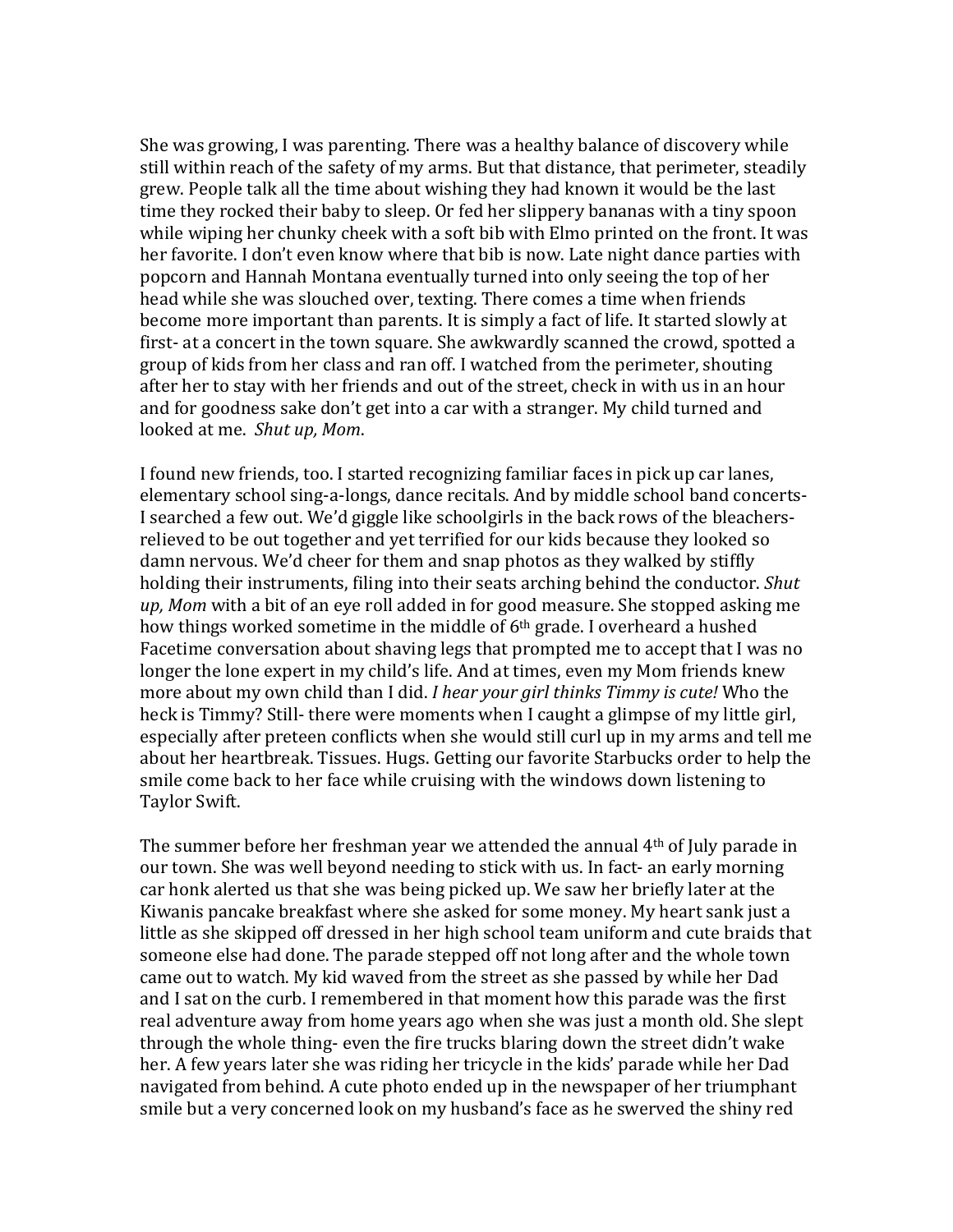She was growing, I was parenting. There was a healthy balance of discovery while still within reach of the safety of my arms. But that distance, that perimeter, steadily grew. People talk all the time about wishing they had known it would be the last time they rocked their baby to sleep. Or fed her slippery bananas with a tiny spoon while wiping her chunky cheek with a soft bib with Elmo printed on the front. It was her favorite. I don't even know where that bib is now. Late night dance parties with popcorn and Hannah Montana eventually turned into only seeing the top of her head while she was slouched over, texting. There comes a time when friends become more important than parents. It is simply a fact of life. It started slowly at first- at a concert in the town square. She awkwardly scanned the crowd, spotted a group of kids from her class and ran off. I watched from the perimeter, shouting after her to stay with her friends and out of the street, check in with us in an hour and for goodness sake don't get into a car with a stranger. My child turned and looked at me. *Shut up, Mom*.

I found new friends, too. I started recognizing familiar faces in pick up car lanes, elementary school sing-a-longs, dance recitals. And by middle school band concerts- I searched a few out. We'd giggle like schoolgirls in the back rows of the bleachers- relieved to be out together and yet terrified for our kids because they looked so damn nervous. We'd cheer for them and snap photos as they walked by stiffly holding their instruments, filing into their seats arching behind the conductor. *Shut up, Mom* with a bit of an eye roll added in for good measure. She stopped asking me how things worked sometime in the middle of 6th grade. I overheard a hushed Facetime conversation about shaving legs that prompted me to accept that I was no longer the lone expert in my child's life. And at times, even my Mom friends knew more about my own child than I did. *I hear your girl thinks Timmy is cute!* Who the heck is Timmy? Still- there were moments when I caught a glimpse of my little girl, especially after preteen conflicts when she would still curl up in my arms and tell me about her heartbreak. Tissues. Hugs. Getting our favorite Starbucks order to help the smile come back to her face while cruising with the windows down listening to Taylor Swift.

The summer before her freshman year we attended the annual 4th of July parade in our town. She was well beyond needing to stick with us. In fact- an early morning car honk alerted us that she was being picked up. We saw her briefly later at the Kiwanis pancake breakfast where she asked for some money. My heart sank just a little as she skipped off dressed in her high school team uniform and cute braids that someone else had done. The parade stepped off not long after and the whole town came out to watch. My kid waved from the street as she passed by while her Dad and I sat on the curb. I remembered in that moment how this parade was the first real adventure away from home years ago when she was just a month old. She slept through the whole thing- even the fire trucks blaring down the street didn't wake her. A few years later she was riding her tricycle in the kids' parade while her Dad navigated from behind. A cute photo ended up in the newspaper of her triumphant smile but a very concerned look on my husband's face as he swerved the shiny red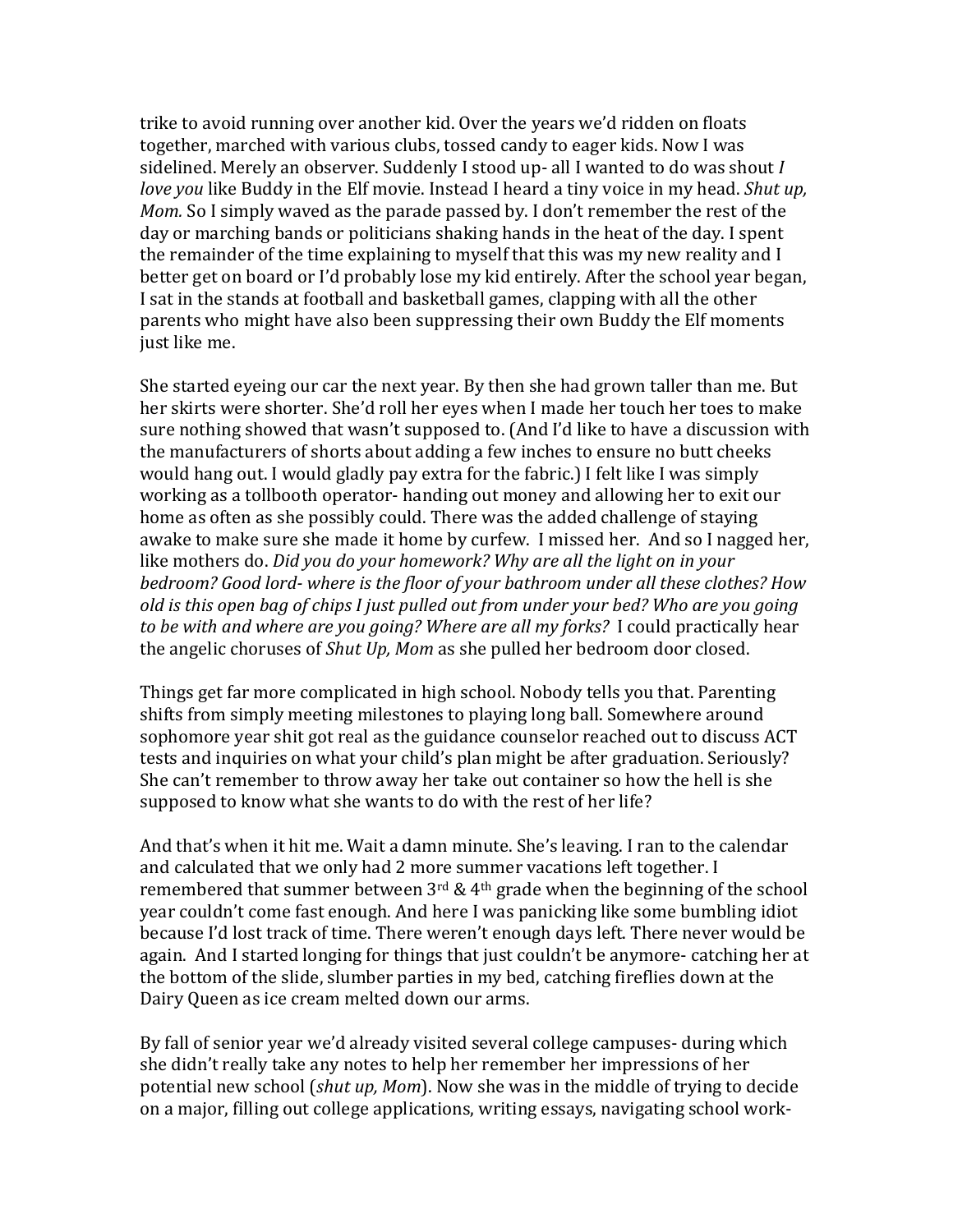trike to avoid running over another kid. Over the years we'd ridden on floats together, marched with various clubs, tossed candy to eager kids. Now I was sidelined. Merely an observer. Suddenly I stood up- all I wanted to do was shout *I love you* like Buddy in the Elf movie. Instead I heard a tiny voice in my head. *Shut up, Mom.* So I simply waved as the parade passed by. I don't remember the rest of the day or marching bands or politicians shaking hands in the heat of the day. I spent the remainder of the time explaining to myself that this was my new reality and I better get on board or I'd probably lose my kid entirely. After the school year began, I sat in the stands at football and basketball games, clapping with all the other parents who might have also been suppressing their own Buddy the Elf moments just like me.

She started eyeing our car the next year. By then she had grown taller than me. But her skirts were shorter. She'd roll her eyes when I made her touch her toes to make sure nothing showed that wasn't supposed to. (And I'd like to have a discussion with the manufacturers of shorts about adding a few inches to ensure no butt cheeks would hang out. I would gladly pay extra for the fabric.) I felt like I was simply working as a tollbooth operator- handing out money and allowing her to exit our home as often as she possibly could. There was the added challenge of staying awake to make sure she made it home by curfew. I missed her. And so I nagged her, like mothers do. *Did you do your homework? Why are all the light on in your bedroom? Good lord- where is the floor of your bathroom under all these clothes? How old is this open bag of chips I just pulled out from under your bed? Who are you going to be with and where are you going? Where are all my forks?* I could practically hear the angelic choruses of *Shut Up, Mom* as she pulled her bedroom door closed.

Things get far more complicated in high school. Nobody tells you that. Parenting shifts from simply meeting milestones to playing long ball. Somewhere around sophomore year shit got real as the guidance counselor reached out to discuss ACT tests and inquiries on what your child's plan might be after graduation. Seriously? She can't remember to throw away her take out container so how the hell is she supposed to know what she wants to do with the rest of her life?

And that's when it hit me. Wait a damn minute. She's leaving. I ran to the calendar and calculated that we only had 2 more summer vacations left together. I remembered that summer between 3rd & 4th grade when the beginning of the school year couldn't come fast enough. And here I was panicking like some bumbling idiot because I'd lost track of time. There weren't enough days left. There never would be again. And I started longing for things that just couldn't be anymore- catching her at the bottom of the slide, slumber parties in my bed, catching fireflies down at the Dairy Queen as ice cream melted down our arms.

By fall of senior year we'd already visited several college campuses- during which she didn't really take any notes to help her remember her impressions of her potential new school (*shut up, Mom*). Now she was in the middle of trying to decide on a major, filling out college applications, writing essays, navigating school work-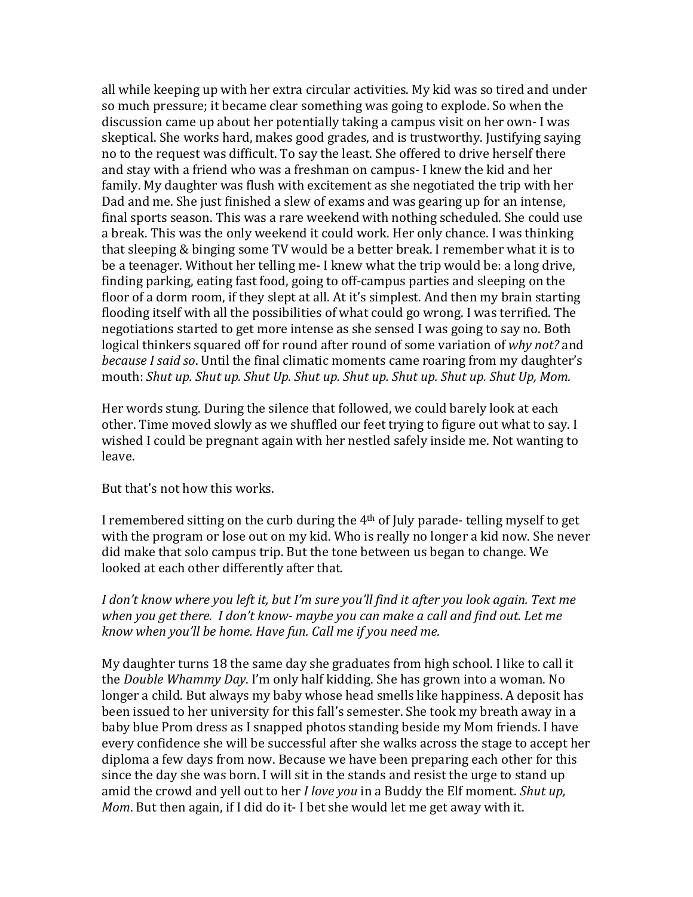all while keeping up with her extra circular activities. My kid was so tired and under so much pressure; it became clear something was going to explode. So when the discussion came up about her potentially taking a campus visit on her own- I was skeptical. She works hard, makes good grades, and is trustworthy. Justifying saying no to the request was difficult. To say the least. She offered to drive herself there and stay with a friend who was a freshman on campus- I knew the kid and her family. My daughter was flush with excitement as she negotiated the trip with her Dad and me. She just finished a slew of exams and was gearing up for an intense, final sports season. This was a rare weekend with nothing scheduled. She could use a break. This was the only weekend it could work. Her only chance. I was thinking that sleeping & binging some TV would be a better break. I remember what it is to be a teenager. Without her telling me- I knew what the trip would be: a long drive, finding parking, eating fast food, going to off-campus parties and sleeping on the floor of a dorm room, if they slept at all. At it's simplest. And then my brain starting flooding itself with all the possibilities of what could go wrong. I was terrified. The negotiations started to get more intense as she sensed I was going to say no. Both logical thinkers squared off for round after round of some variation of *why not?* and *because I said so*. Until the final climatic moments came roaring from my daughter's mouth: *Shut up. Shut up. Shut Up. Shut up. Shut up. Shut up. Shut up. Shut Up, Mom.*

Her words stung. During the silence that followed, we could barely look at each other. Time moved slowly as we shuffled our feet trying to figure out what to say. I wished I could be pregnant again with her nestled safely inside me. Not wanting to leave.

But that's not how this works.

I remembered sitting on the curb during the 4th of July parade- telling myself to get with the program or lose out on my kid. Who is really no longer a kid now. She never did make that solo campus trip. But the tone between us began to change. We looked at each other differently after that.

*I don't know where you left it, but I'm sure you'll find it after you look again. Text me when you get there. I don't know- maybe you can make a call and find out. Let me know when you'll be home. Have fun. Call me if you need me.*

My daughter turns 18 the same day she graduates from high school. I like to call it the *Double Whammy Day*. I'm only half kidding. She has grown into a woman. No longer a child. But always my baby whose head smells like happiness. A deposit has been issued to her university for this fall's semester. She took my breath away in a baby blue Prom dress as I snapped photos standing beside my Mom friends. I have every confidence she will be successful after she walks across the stage to accept her diploma a few days from now. Because we have been preparing each other for this since the day she was born. I will sit in the stands and resist the urge to stand up amid the crowd and yell out to her *I love you* in a Buddy the Elf moment. *Shut up, Mom*. But then again, if I did do it- I bet she would let me get away with it.